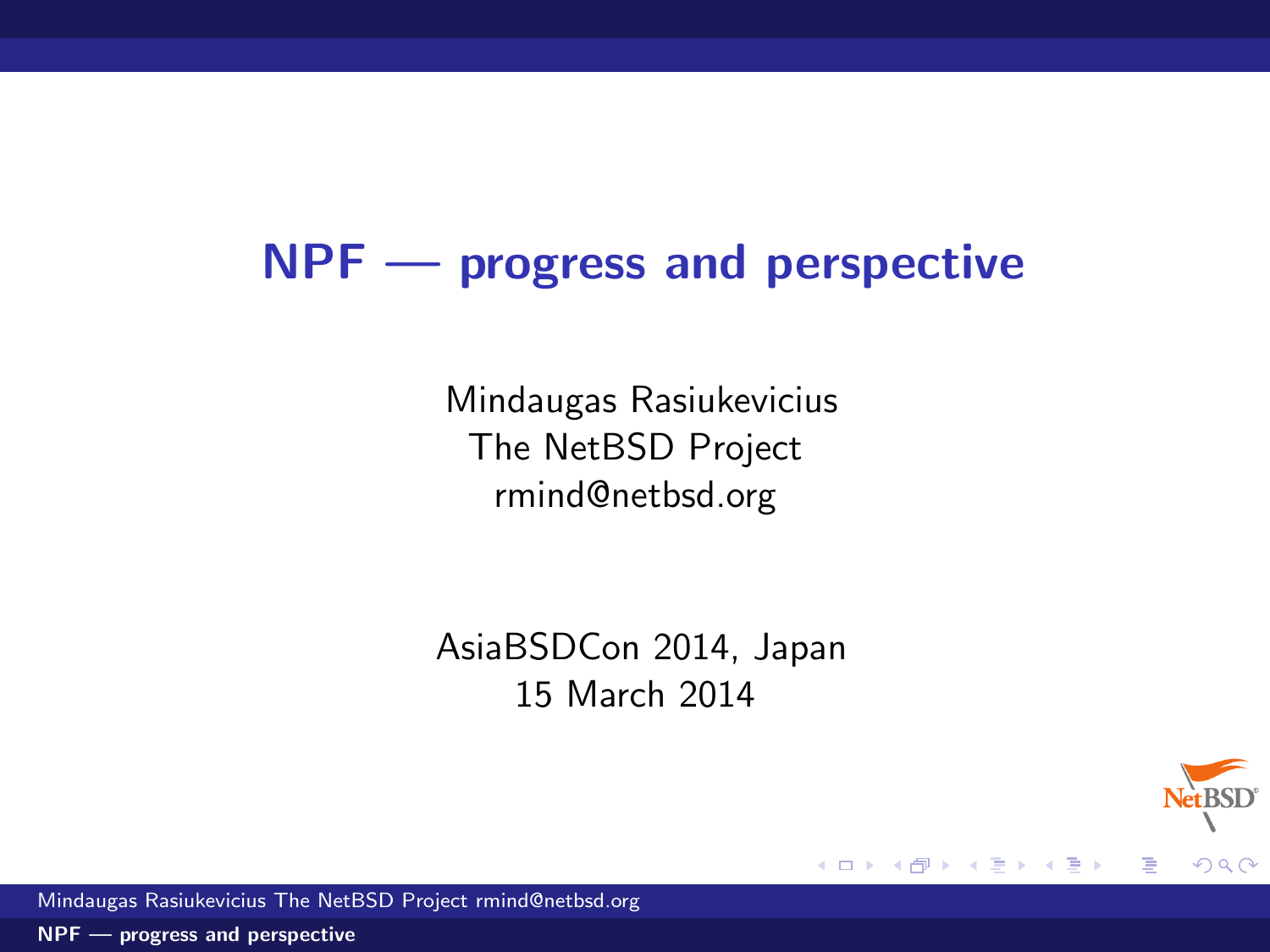# NPF — progress and perspective

Mindaugas Rasiukevicius
The NetBSD Project
rmind@netbsd.org

AsiaBSDCon 2014, Japan
15 March 2014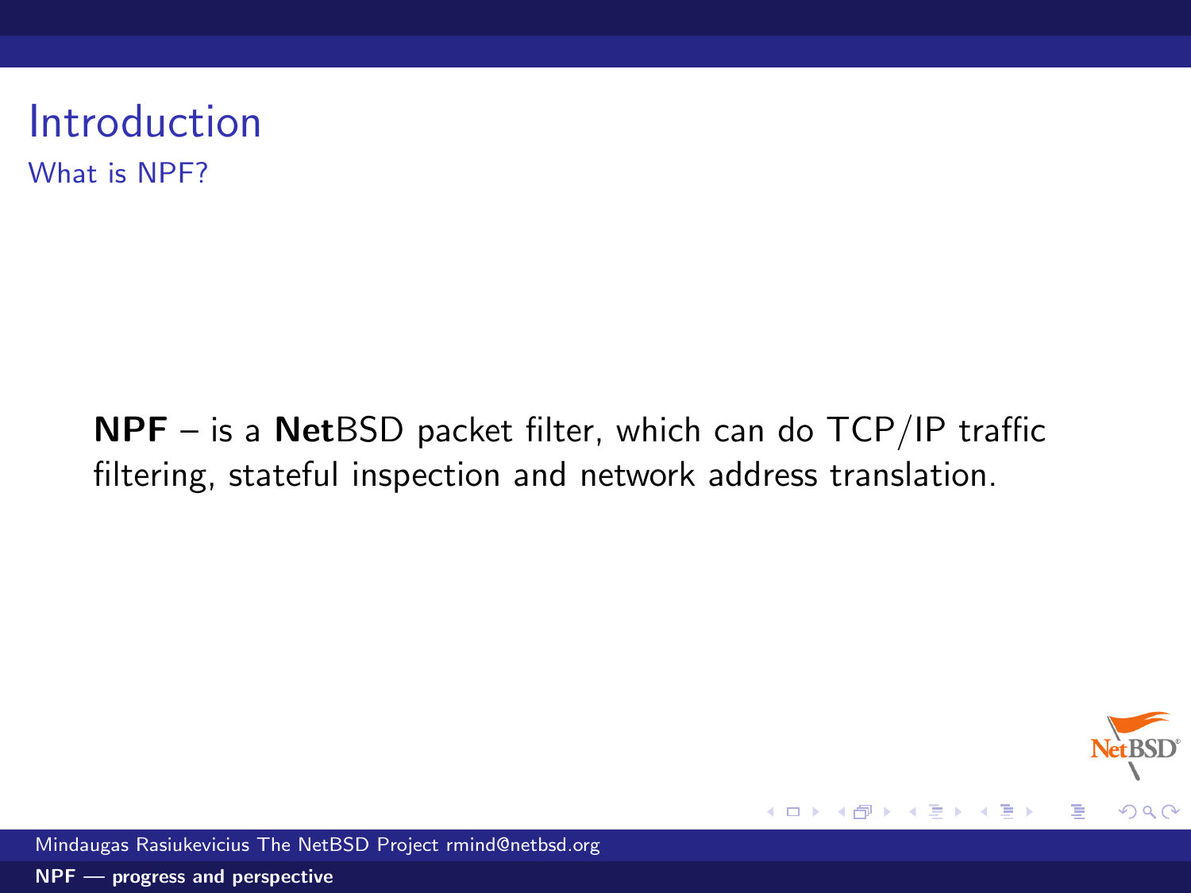# Introduction

## What is NPF?

**NPF** – is a **Net**BSD packet filter, which can do TCP/IP traffic filtering, stateful inspection and network address translation.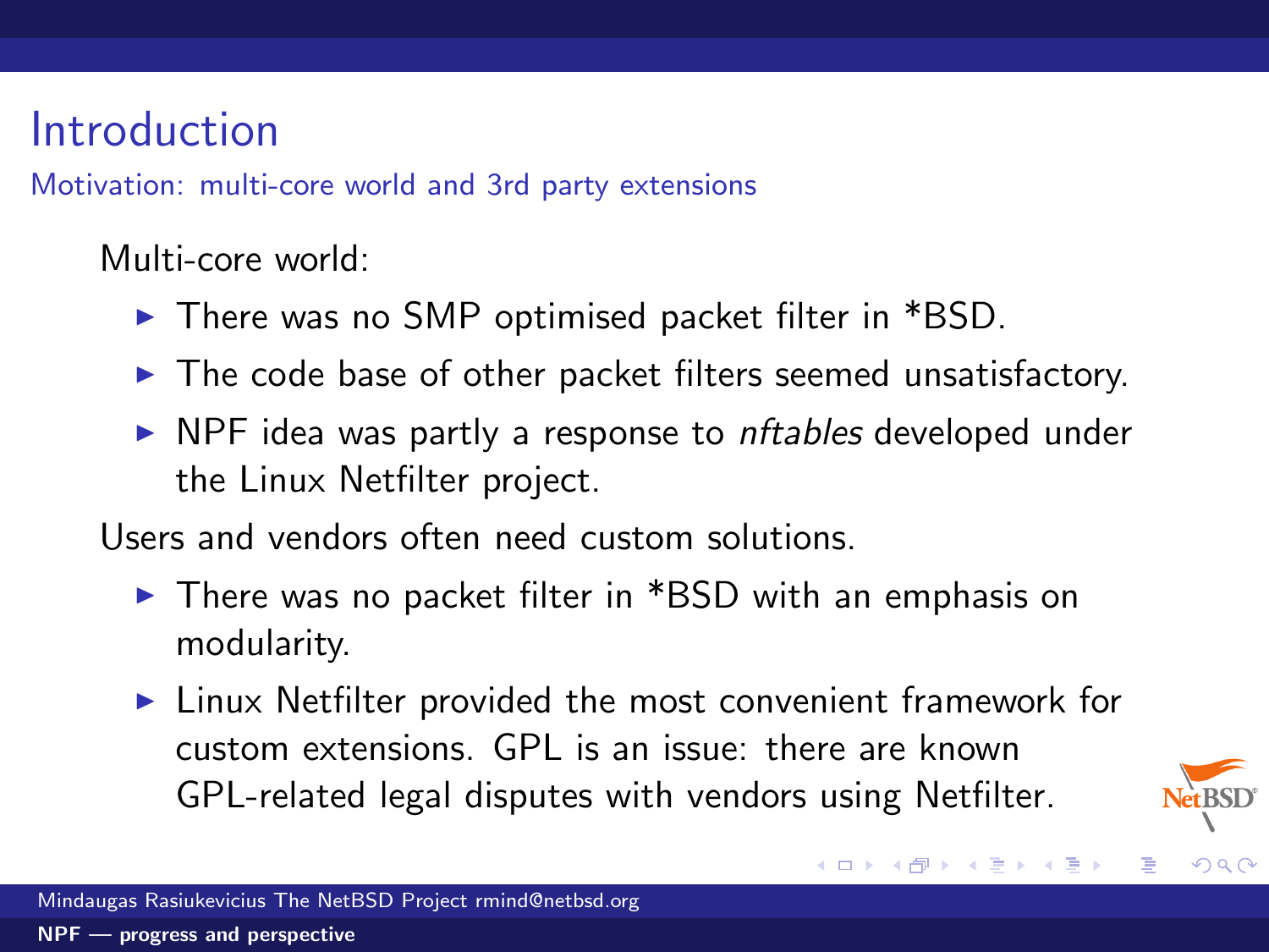# Introduction

## Motivation: multi-core world and 3rd party extensions

Multi-core world:

- There was no SMP optimised packet filter in *BSD.
- The code base of other packet filters seemed unsatisfactory.
- NPF idea was partly a response to *nftables* developed under the Linux Netfilter project.

Users and vendors often need custom solutions.

- There was no packet filter in *BSD with an emphasis on modularity.
- Linux Netfilter provided the most convenient framework for custom extensions. GPL is an issue: there are known GPL-related legal disputes with vendors using Netfilter.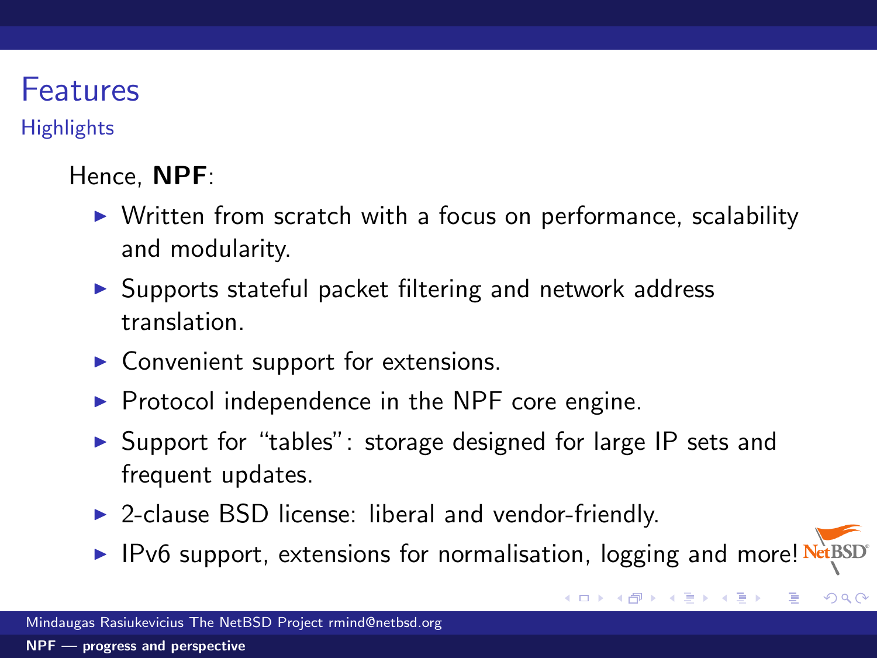# Features

## Highlights

Hence, **NPF**:

- Written from scratch with a focus on performance, scalability and modularity.
- Supports stateful packet filtering and network address translation.
- Convenient support for extensions.
- Protocol independence in the NPF core engine.
- Support for "tables": storage designed for large IP sets and frequent updates.
- 2-clause BSD license: liberal and vendor-friendly.
- IPv6 support, extensions for normalisation, logging and more!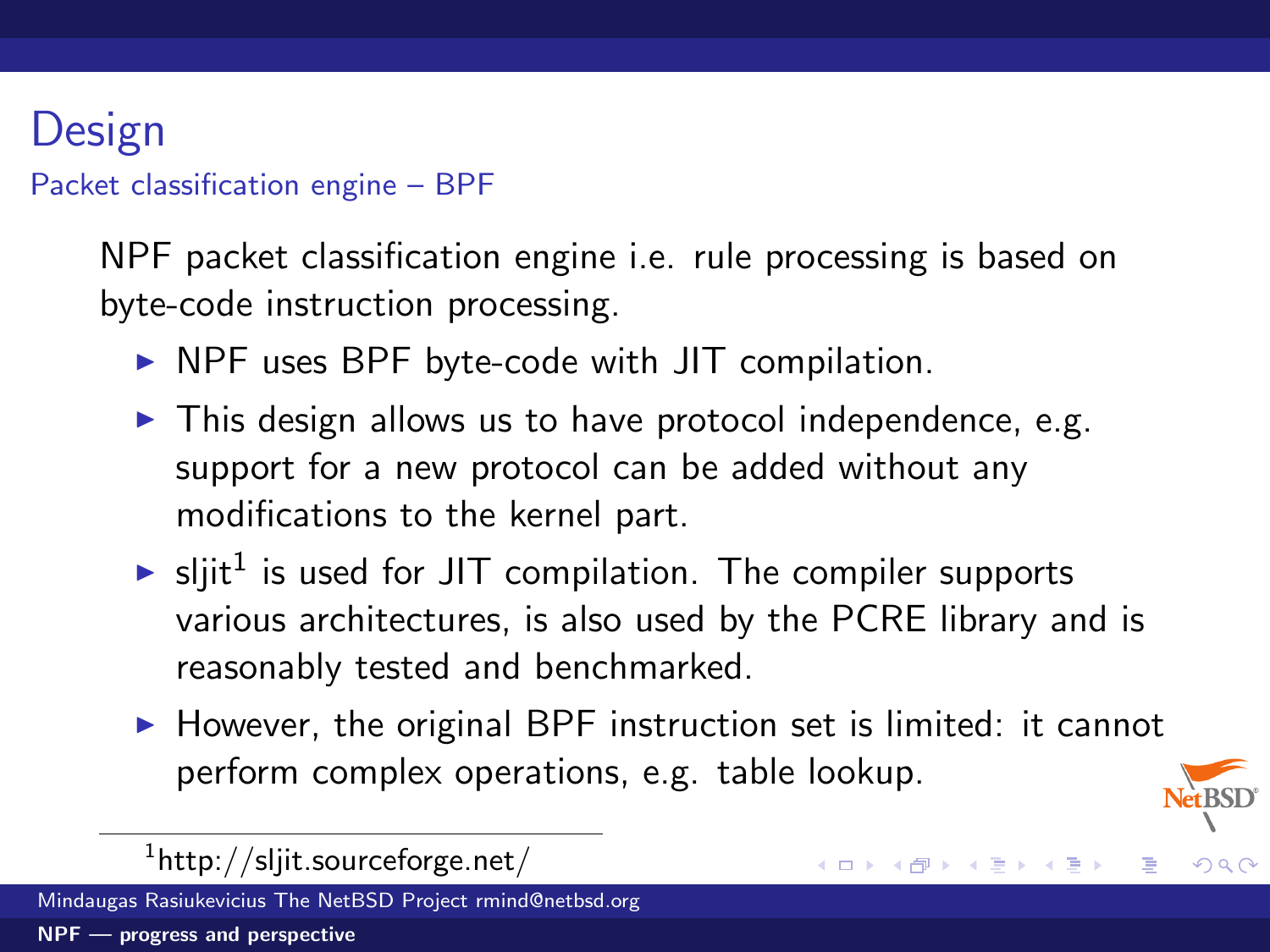# Design

## Packet classification engine – BPF

NPF packet classification engine i.e. rule processing is based on byte-code instruction processing.

- NPF uses BPF byte-code with JIT compilation.
- This design allows us to have protocol independence, e.g. support for a new protocol can be added without any modifications to the kernel part.
- sljit[1] is used for JIT compilation. The compiler supports various architectures, is also used by the PCRE library and is reasonably tested and benchmarked.
- However, the original BPF instruction set is limited: it cannot perform complex operations, e.g. table lookup.

[1] http://sljit.sourceforge.net/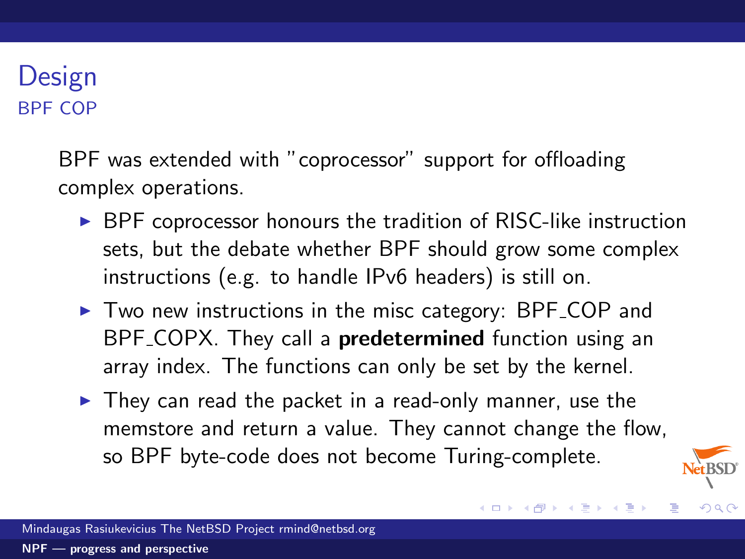# Design

## BPF COP

BPF was extended with "coprocessor" support for offloading complex operations.

- BPF coprocessor honours the tradition of RISC-like instruction sets, but the debate whether BPF should grow some complex instructions (e.g. to handle IPv6 headers) is still on.
- Two new instructions in the misc category: BPF_COP and BPF_COPX. They call a **predetermined** function using an array index. The functions can only be set by the kernel.
- They can read the packet in a read-only manner, use the memstore and return a value. They cannot change the flow, so BPF byte-code does not become Turing-complete.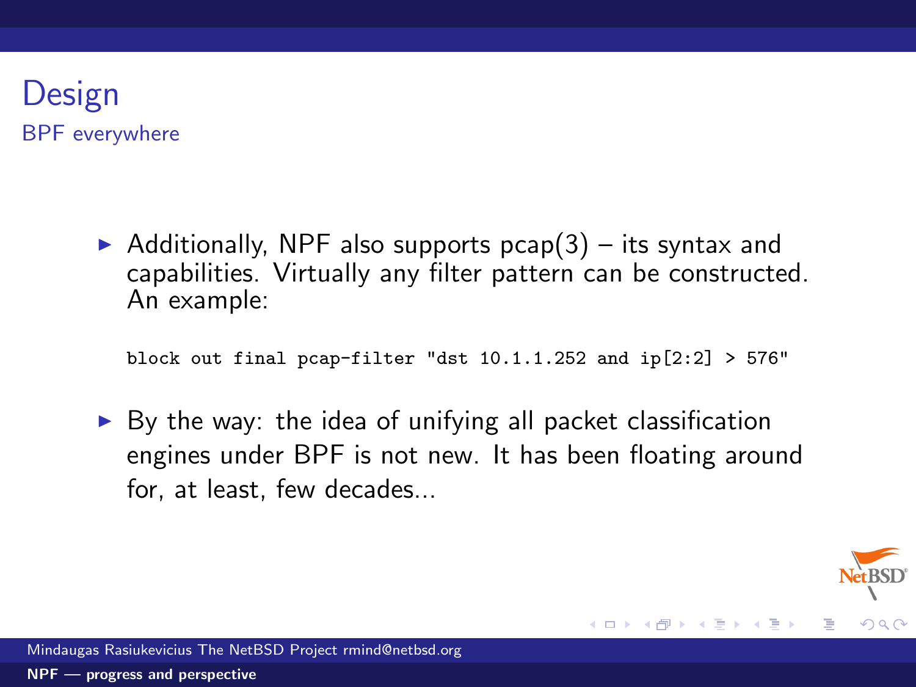# Design

## BPF everywhere

- Additionally, NPF also supports pcap(3) – its syntax and capabilities. Virtually any filter pattern can be constructed. An example:

```
block out final pcap-filter "dst 10.1.1.252 and ip[2:2] > 576"
```

- By the way: the idea of unifying all packet classification engines under BPF is not new. It has been floating around for, at least, few decades...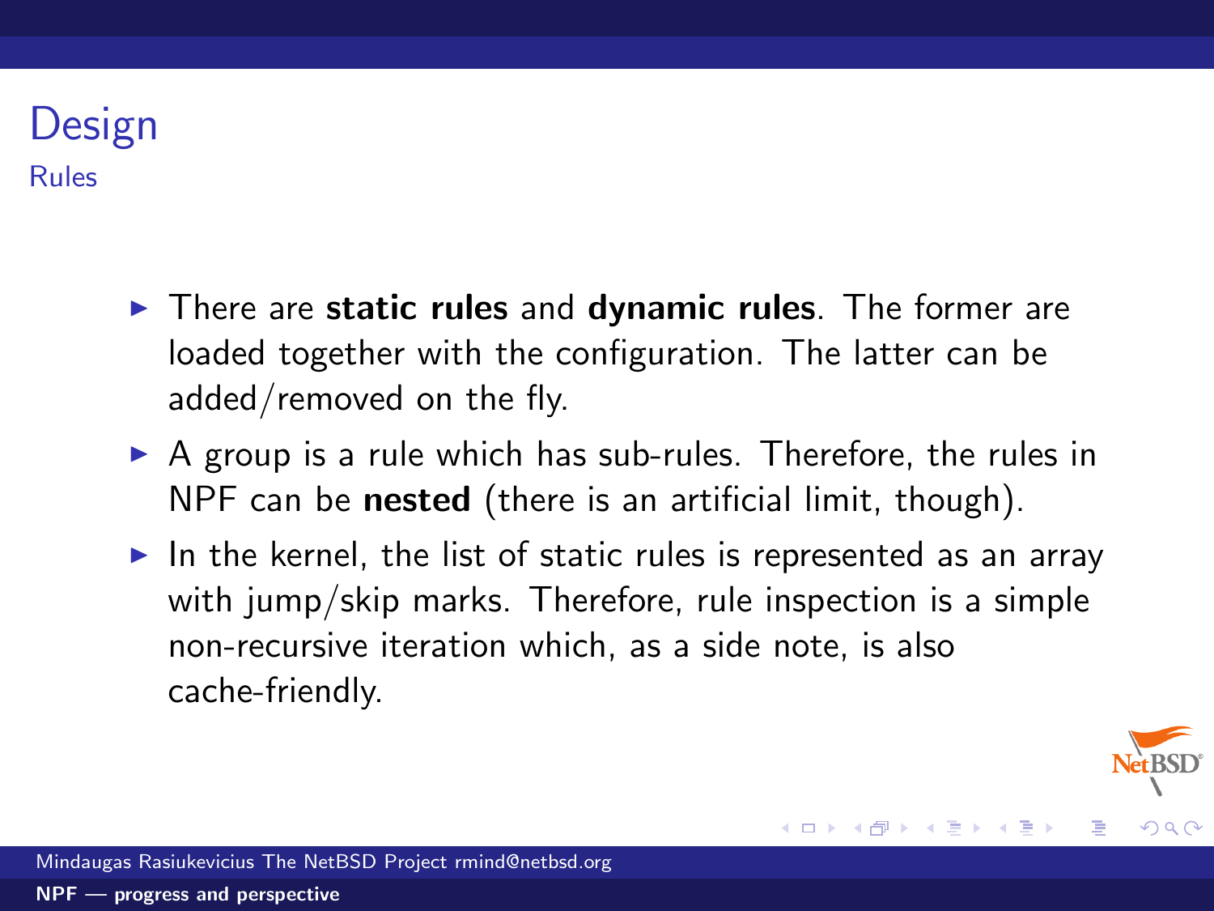# Design

## Rules

- There are **static rules** and **dynamic rules**. The former are loaded together with the configuration. The latter can be added/removed on the fly.
- A group is a rule which has sub-rules. Therefore, the rules in NPF can be **nested** (there is an artificial limit, though).
- In the kernel, the list of static rules is represented as an array with jump/skip marks. Therefore, rule inspection is a simple non-recursive iteration which, as a side note, is also cache-friendly.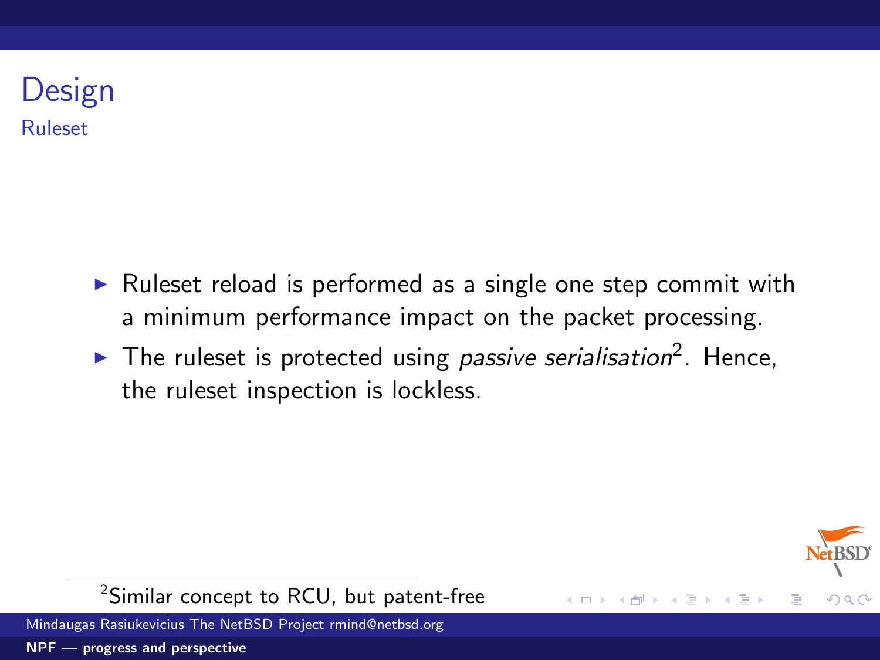# Design

## Ruleset

- Ruleset reload is performed as a single one step commit with a minimum performance impact on the packet processing.
- The ruleset is protected using *passive serialisation*[2]. Hence, the ruleset inspection is lockless.

[2] Similar concept to RCU, but patent-free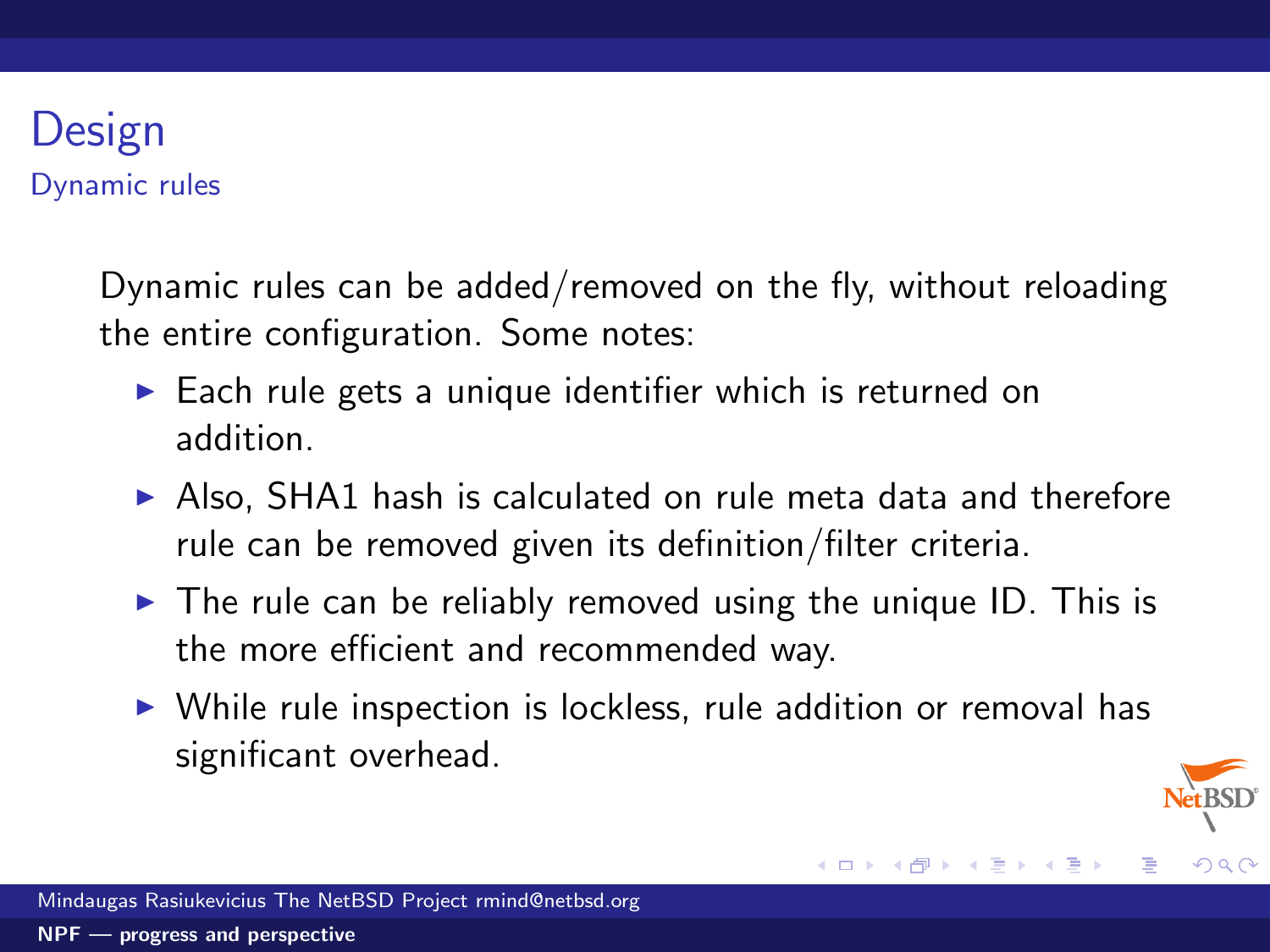# Design

## Dynamic rules

Dynamic rules can be added/removed on the fly, without reloading the entire configuration. Some notes:

- Each rule gets a unique identifier which is returned on addition.
- Also, SHA1 hash is calculated on rule meta data and therefore rule can be removed given its definition/filter criteria.
- The rule can be reliably removed using the unique ID. This is the more efficient and recommended way.
- While rule inspection is lockless, rule addition or removal has significant overhead.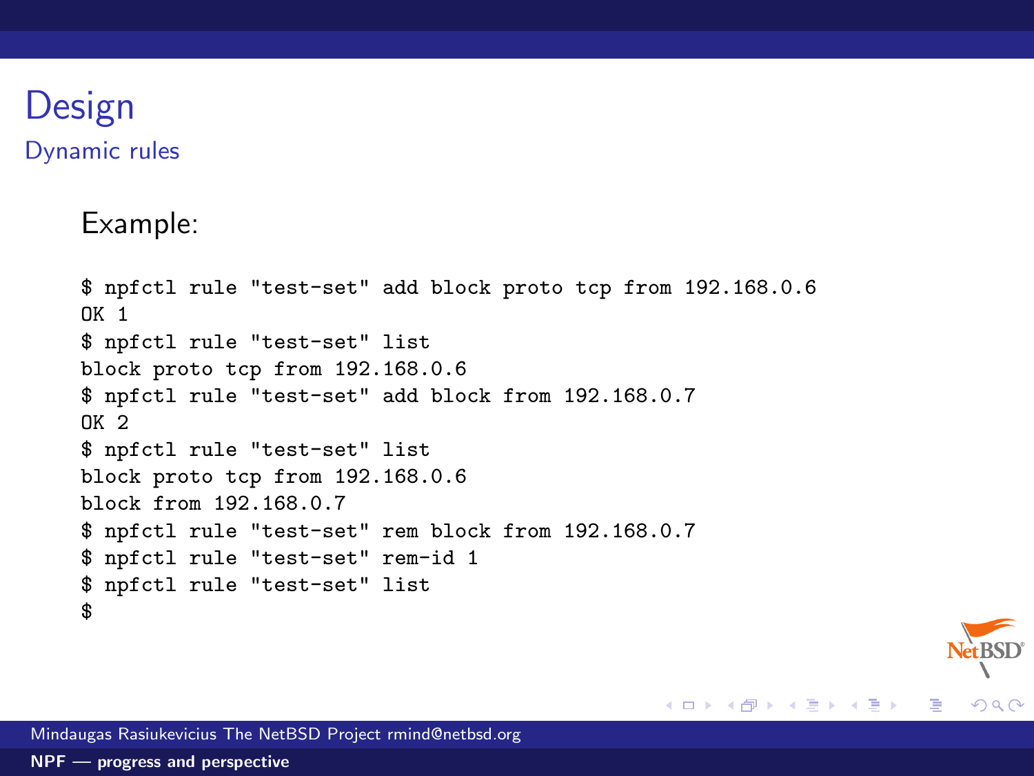# Design

## Dynamic rules

Example:

```
$ npfctl rule "test-set" add block proto tcp from 192.168.0.6
OK 1
$ npfctl rule "test-set" list
block proto tcp from 192.168.0.6
$ npfctl rule "test-set" add block from 192.168.0.7
OK 2
$ npfctl rule "test-set" list
block proto tcp from 192.168.0.6
block from 192.168.0.7
$ npfctl rule "test-set" rem block from 192.168.0.7
$ npfctl rule "test-set" rem-id 1
$ npfctl rule "test-set" list
$
```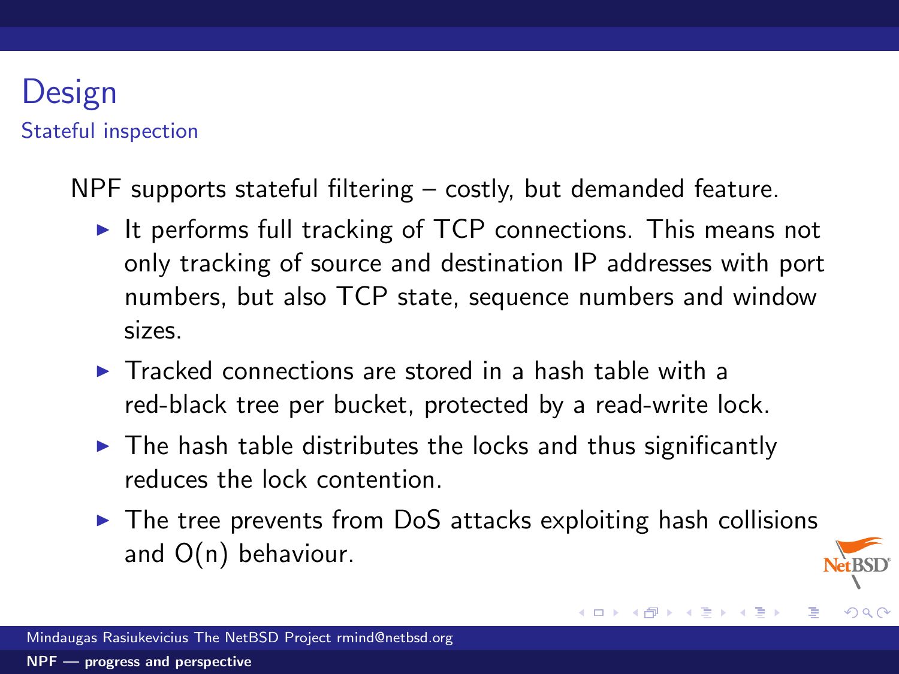# Design

## Stateful inspection

NPF supports stateful filtering – costly, but demanded feature.

- It performs full tracking of TCP connections. This means not only tracking of source and destination IP addresses with port numbers, but also TCP state, sequence numbers and window sizes.
- Tracked connections are stored in a hash table with a red-black tree per bucket, protected by a read-write lock.
- The hash table distributes the locks and thus significantly reduces the lock contention.
- The tree prevents from DoS attacks exploiting hash collisions and O(n) behaviour.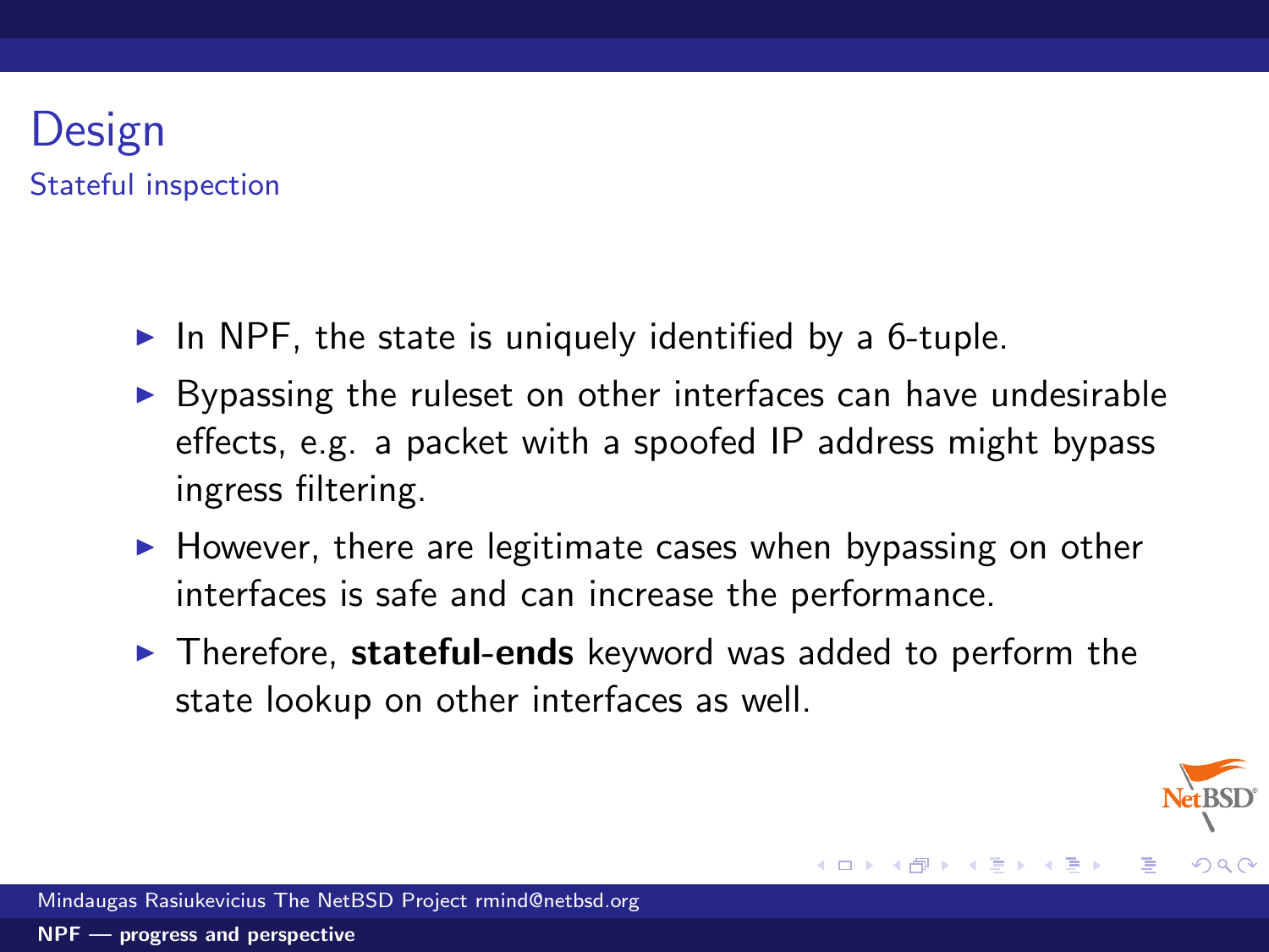# Design

## Stateful inspection

- In NPF, the state is uniquely identified by a 6-tuple.
- Bypassing the ruleset on other interfaces can have undesirable effects, e.g. a packet with a spoofed IP address might bypass ingress filtering.
- However, there are legitimate cases when bypassing on other interfaces is safe and can increase the performance.
- Therefore, **stateful-ends** keyword was added to perform the state lookup on other interfaces as well.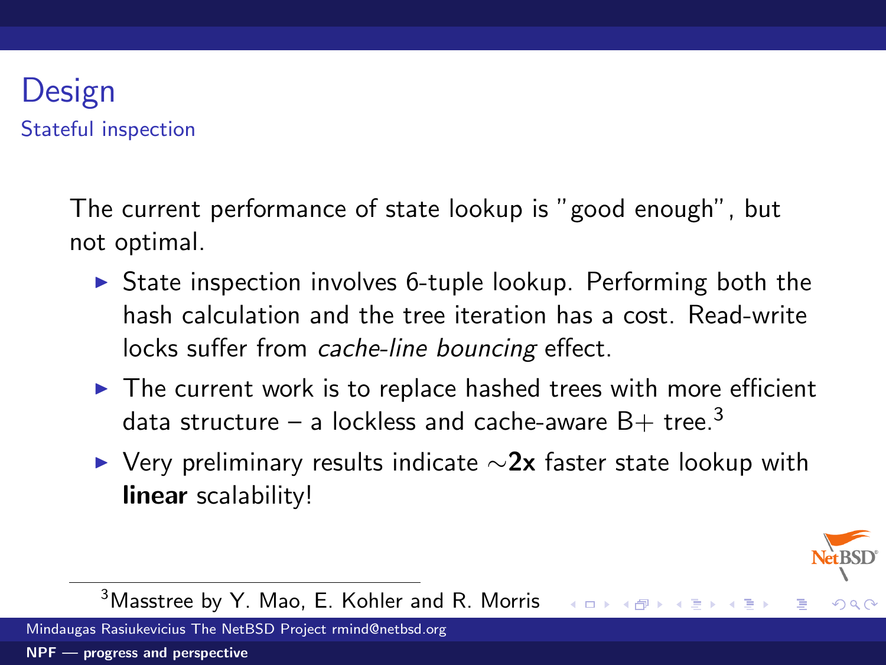# Design

## Stateful inspection

The current performance of state lookup is "good enough", but not optimal.

- State inspection involves 6-tuple lookup. Performing both the hash calculation and the tree iteration has a cost. Read-write locks suffer from *cache-line bouncing* effect.
- The current work is to replace hashed trees with more efficient data structure – a lockless and cache-aware B+ tree.[3]
- Very preliminary results indicate ∼**2x** faster state lookup with **linear** scalability!

[3] Masstree by Y. Mao, E. Kohler and R. Morris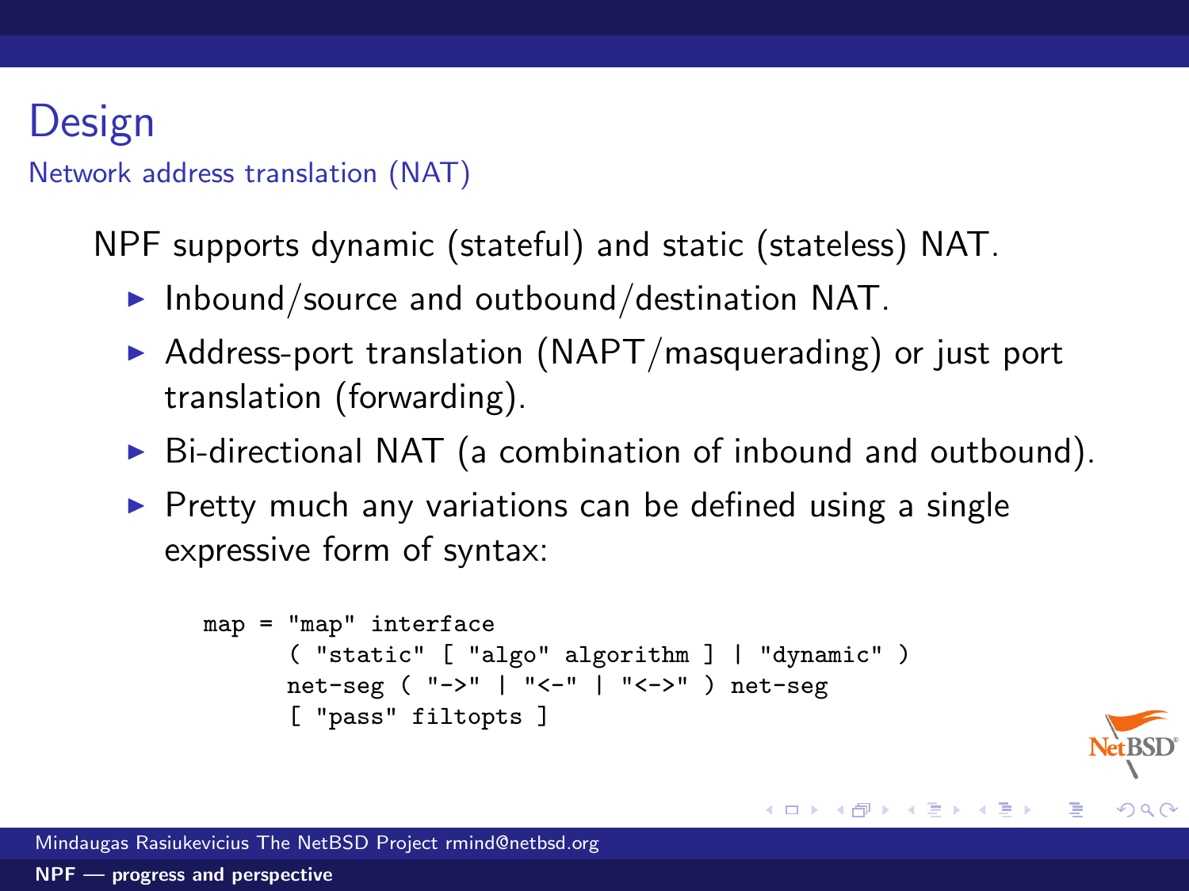# Design

## Network address translation (NAT)

NPF supports dynamic (stateful) and static (stateless) NAT.

- Inbound/source and outbound/destination NAT.
- Address-port translation (NAPT/masquerading) or just port translation (forwarding).
- Bi-directional NAT (a combination of inbound and outbound).
- Pretty much any variations can be defined using a single expressive form of syntax:

```
map = "map" interface
      ( "static" [ "algo" algorithm ] | "dynamic" )
      net-seg ( "->" | "<-" | "<->" ) net-seg
      [ "pass" filtopts ]
```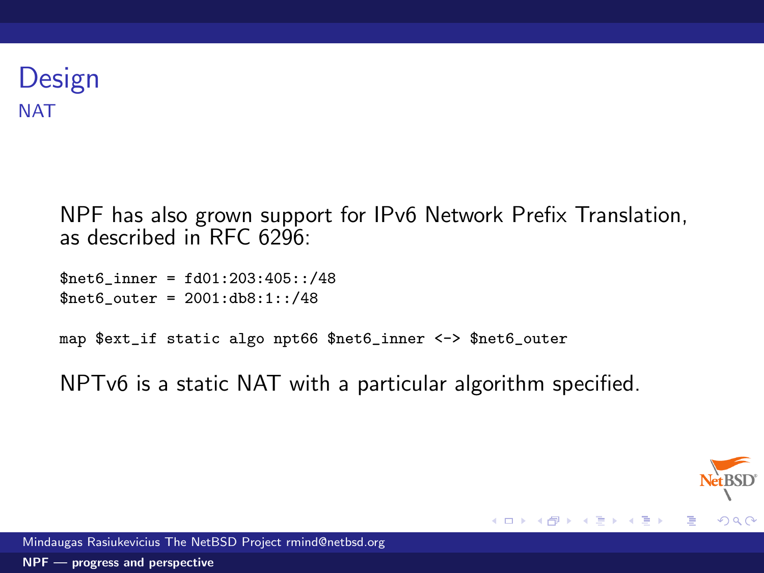# Design

## NAT

NPF has also grown support for IPv6 Network Prefix Translation, as described in RFC 6296:

```
$net6_inner = fd01:203:405::/48
$net6_outer = 2001:db8:1::/48

map $ext_if static algo npt66 $net6_inner <-> $net6_outer
```

NPTv6 is a static NAT with a particular algorithm specified.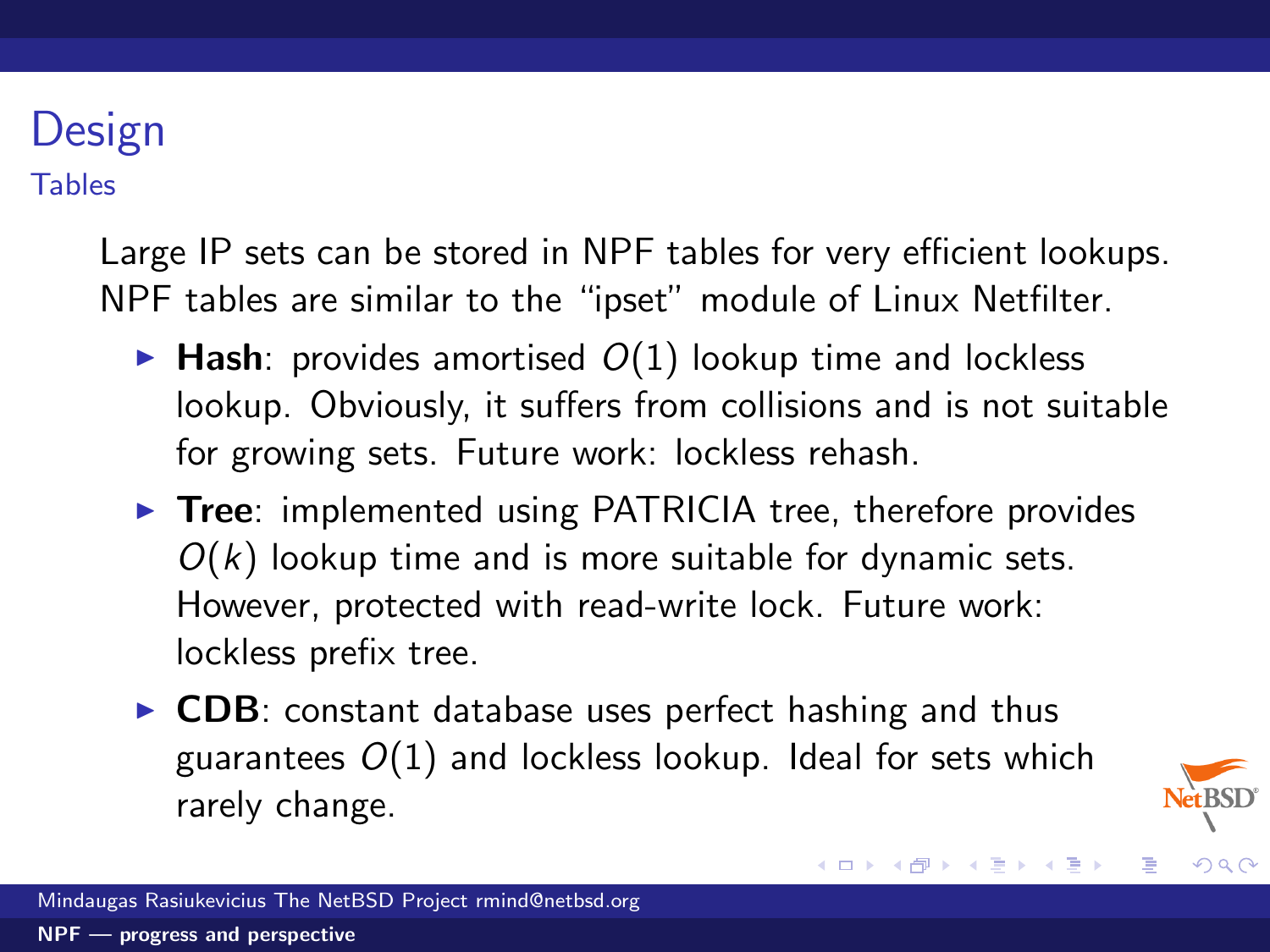# Design

## Tables

Large IP sets can be stored in NPF tables for very efficient lookups. NPF tables are similar to the “ipset” module of Linux Netfilter.

- **Hash**: provides amortised $O(1)$ lookup time and lockless lookup. Obviously, it suffers from collisions and is not suitable for growing sets. Future work: lockless rehash.
- **Tree**: implemented using PATRICIA tree, therefore provides $O(k)$ lookup time and is more suitable for dynamic sets. However, protected with read-write lock. Future work: lockless prefix tree.
- **CDB**: constant database uses perfect hashing and thus guarantees $O(1)$ and lockless lookup. Ideal for sets which rarely change.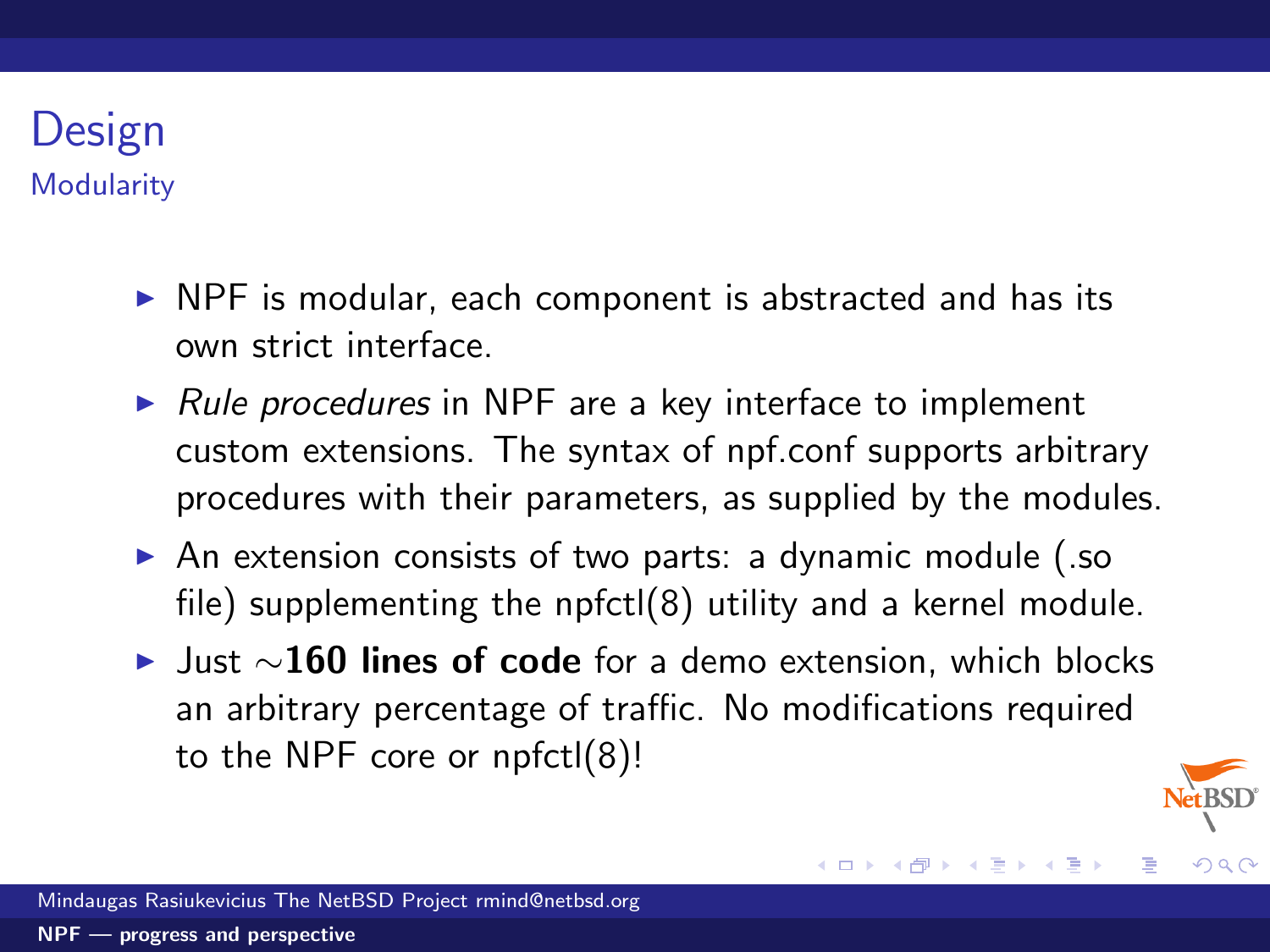# Design

## Modularity

- NPF is modular, each component is abstracted and has its own strict interface.
- *Rule procedures* in NPF are a key interface to implement custom extensions. The syntax of npf.conf supports arbitrary procedures with their parameters, as supplied by the modules.
- An extension consists of two parts: a dynamic module (.so file) supplementing the npfctl(8) utility and a kernel module.
- Just $\sim$**160 lines of code** for a demo extension, which blocks an arbitrary percentage of traffic. No modifications required to the NPF core or npfctl(8)!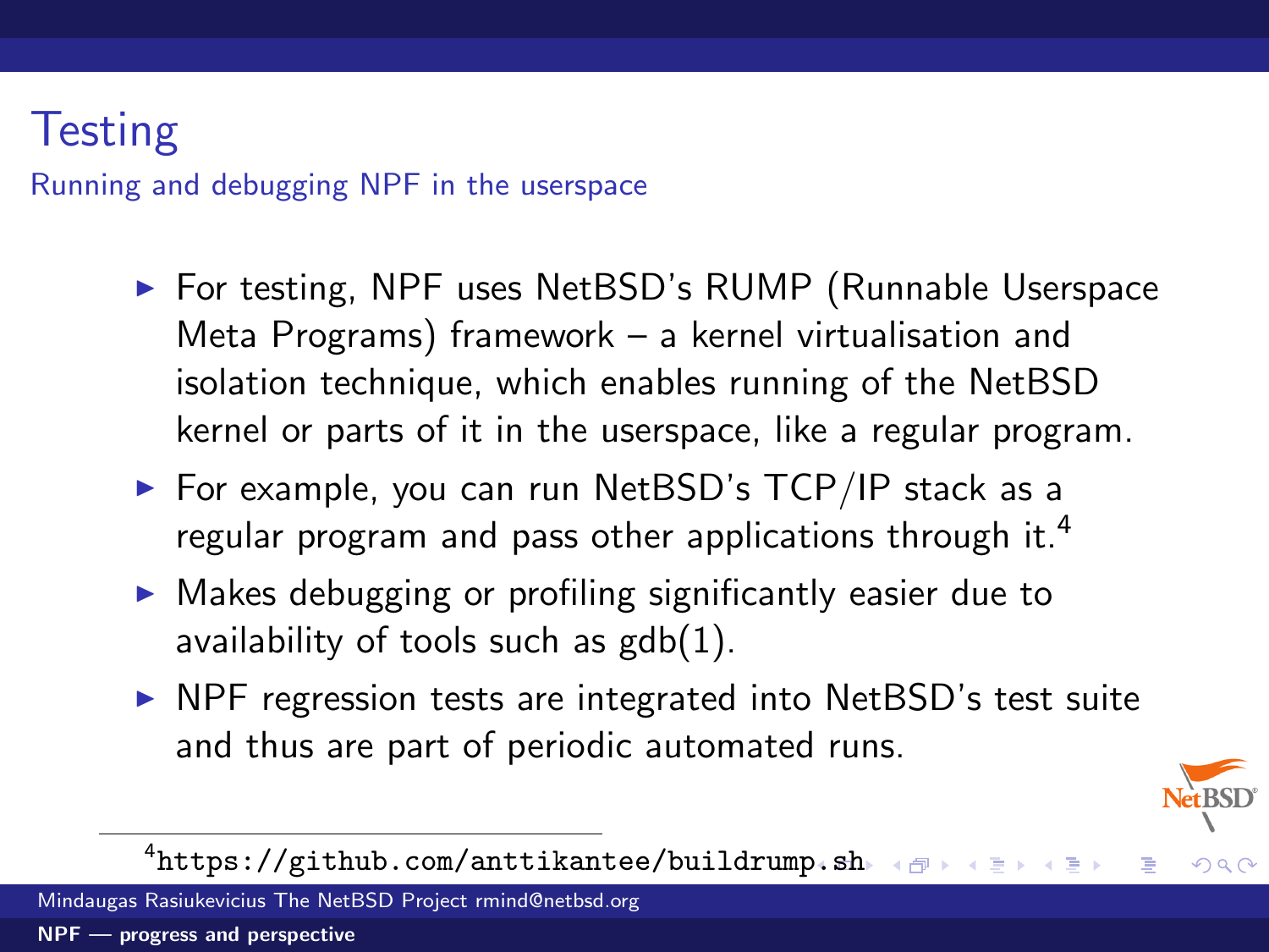# Testing

## Running and debugging NPF in the userspace

- For testing, NPF uses NetBSD's RUMP (Runnable Userspace Meta Programs) framework – a kernel virtualisation and isolation technique, which enables running of the NetBSD kernel or parts of it in the userspace, like a regular program.
- For example, you can run NetBSD's TCP/IP stack as a regular program and pass other applications through it.[4]
- Makes debugging or profiling significantly easier due to availability of tools such as gdb(1).
- NPF regression tests are integrated into NetBSD's test suite and thus are part of periodic automated runs.

[4] https://github.com/anttikantee/buildrump.sh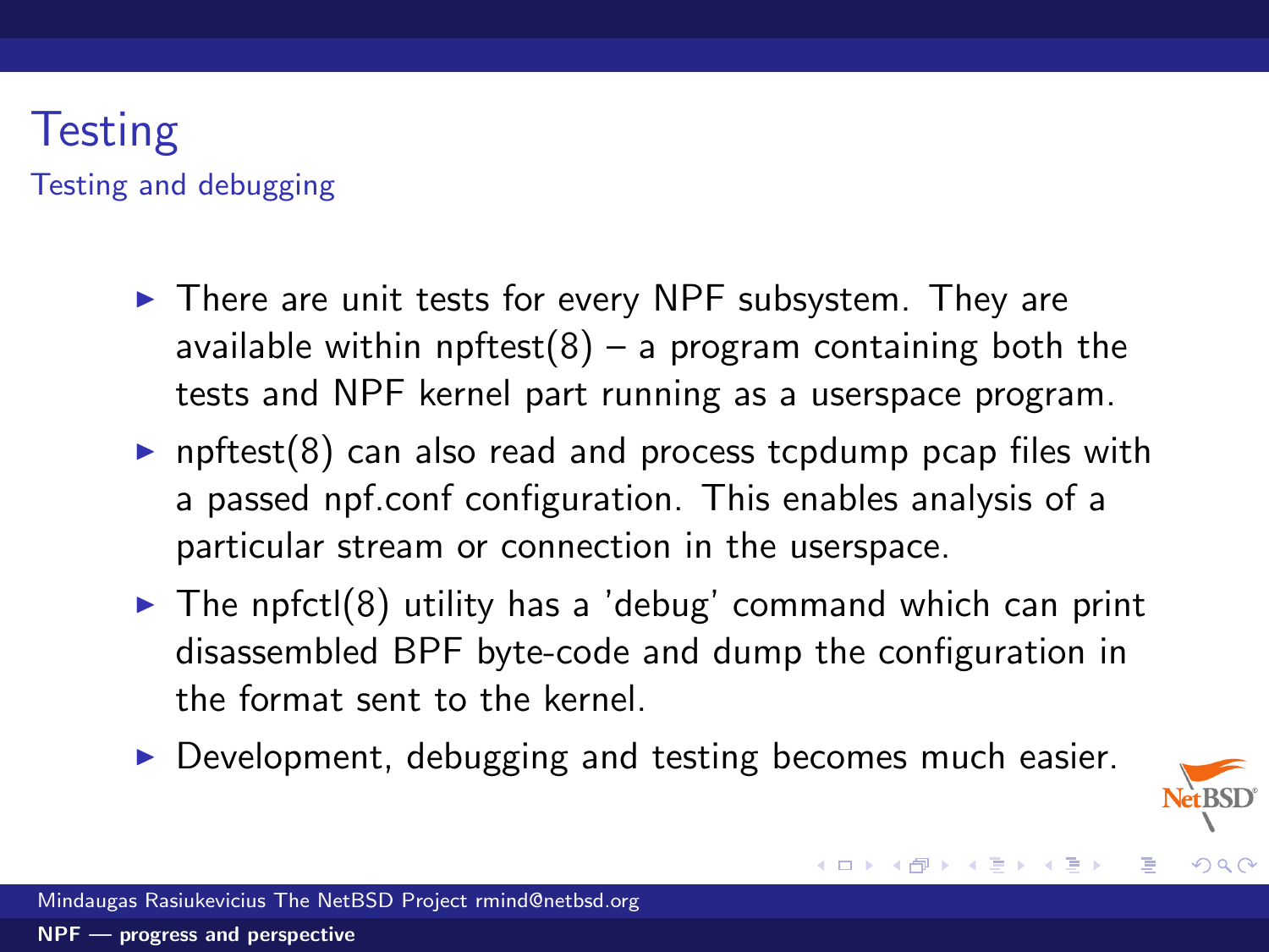# Testing

## Testing and debugging

- There are unit tests for every NPF subsystem. They are available within npftest(8) – a program containing both the tests and NPF kernel part running as a userspace program.
- npftest(8) can also read and process tcpdump pcap files with a passed npf.conf configuration. This enables analysis of a particular stream or connection in the userspace.
- The npfctl(8) utility has a 'debug' command which can print disassembled BPF byte-code and dump the configuration in the format sent to the kernel.
- Development, debugging and testing becomes much easier.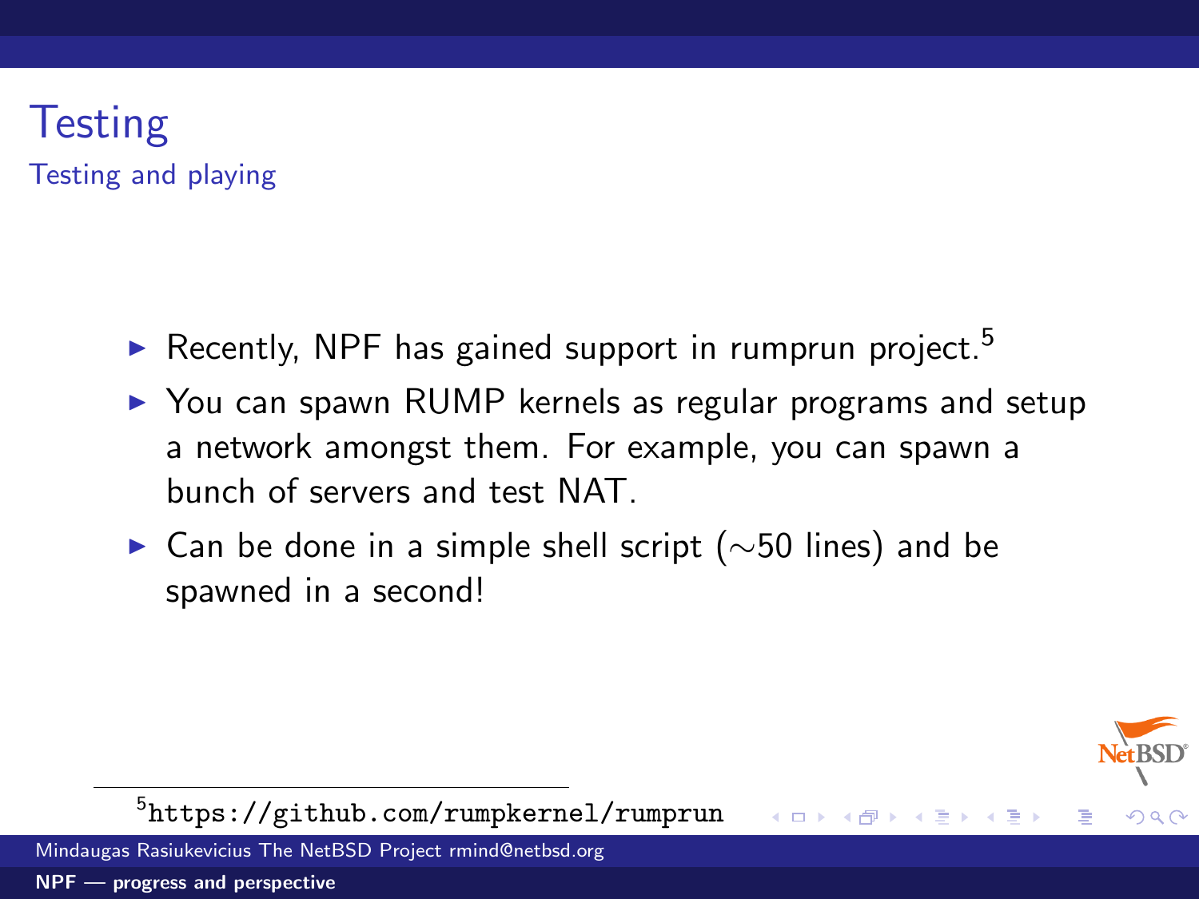# Testing

## Testing and playing

- Recently, NPF has gained support in rumprun project.[5]
- You can spawn RUMP kernels as regular programs and setup a network amongst them. For example, you can spawn a bunch of servers and test NAT.
- Can be done in a simple shell script (∼50 lines) and be spawned in a second!

[5] https://github.com/rumpkernel/rumprun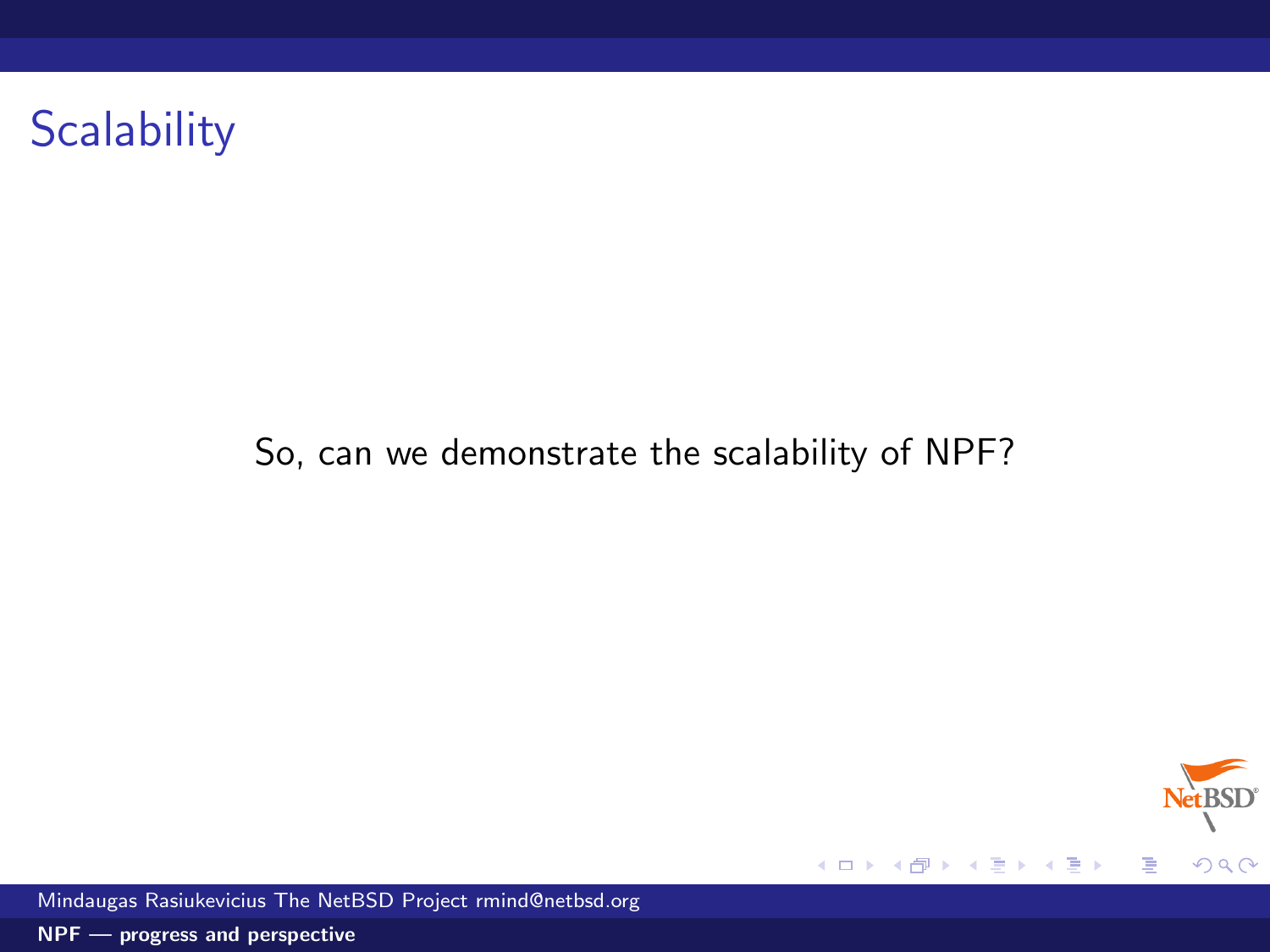# Scalability

So, can we demonstrate the scalability of NPF?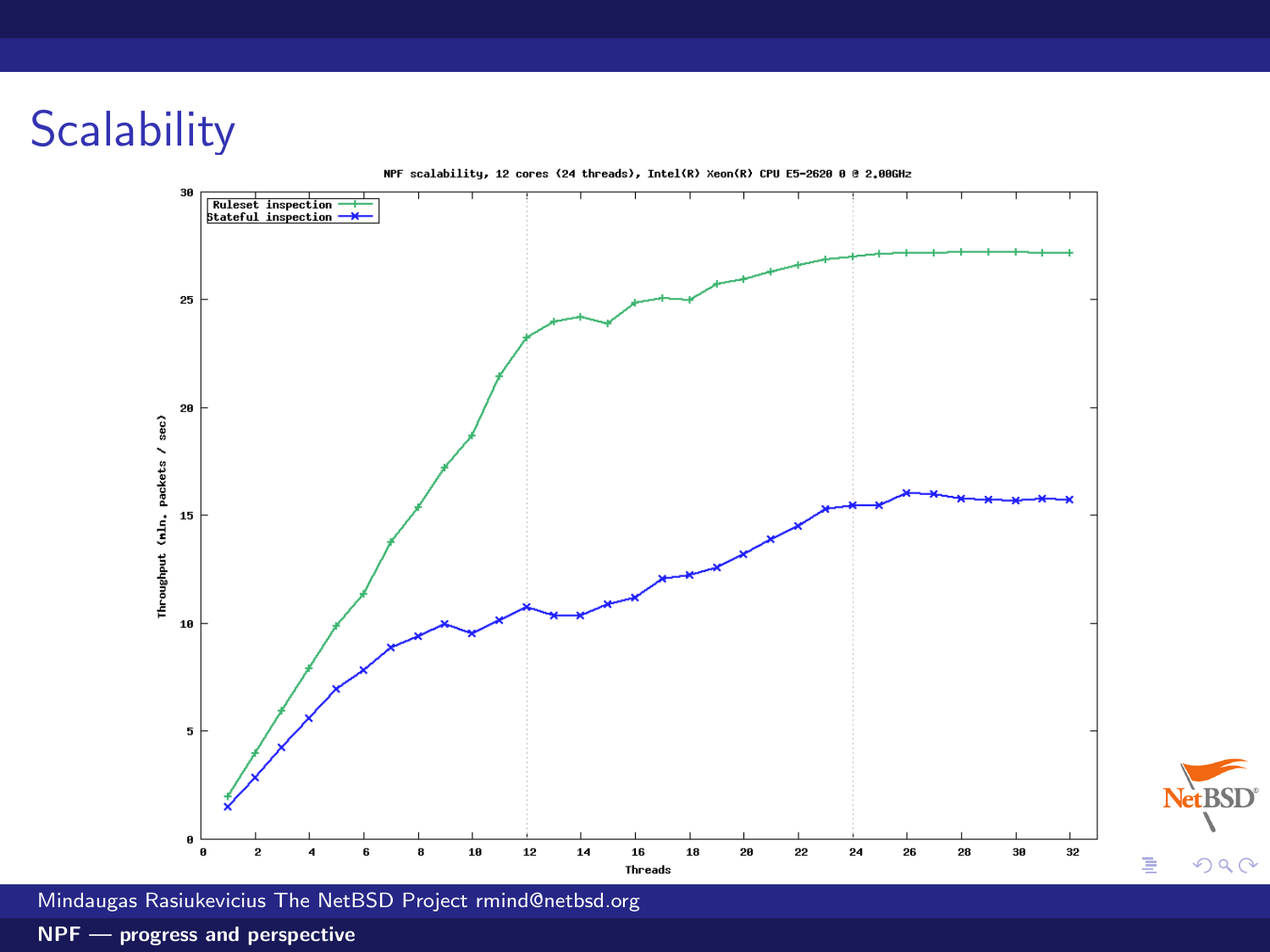# Scalability

NPF scalability, 12 cores (24 threads), Intel(R) Xeon(R) CPU E5-2620 0 @ 2.00GHz

Ruleset inspection
Stateful inspection

Throughput (mln. packets / sec)

Threads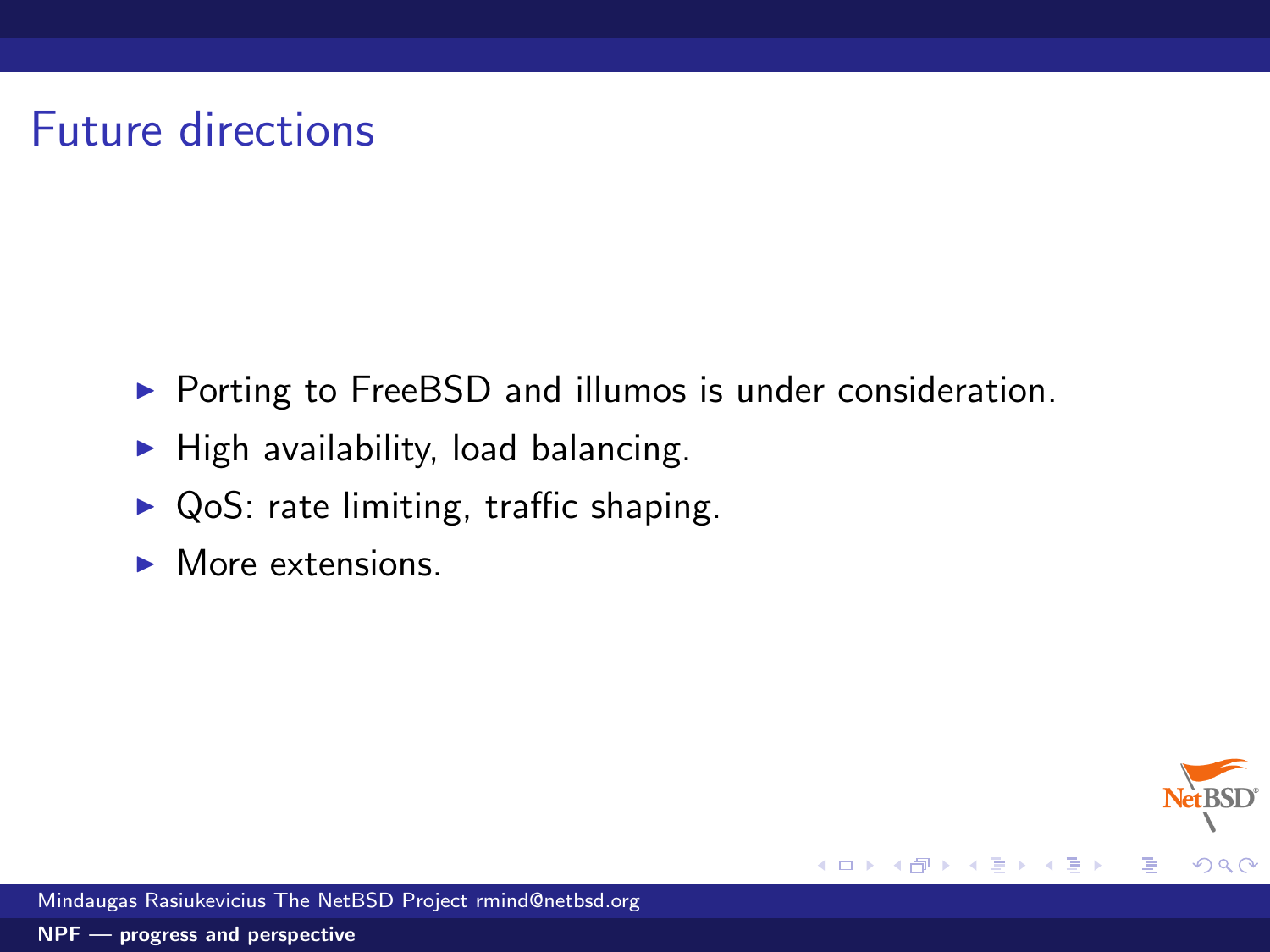# Future directions

- Porting to FreeBSD and illumos is under consideration.
- High availability, load balancing.
- QoS: rate limiting, traffic shaping.
- More extensions.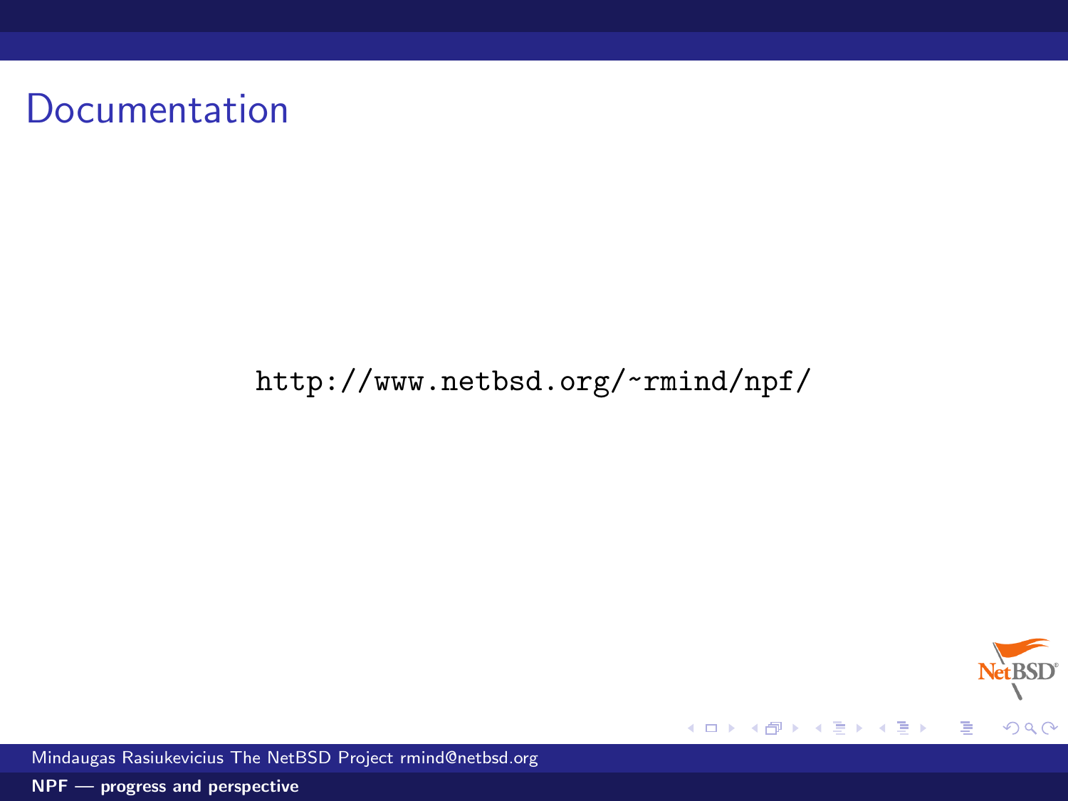# Documentation

http://www.netbsd.org/~rmind/npf/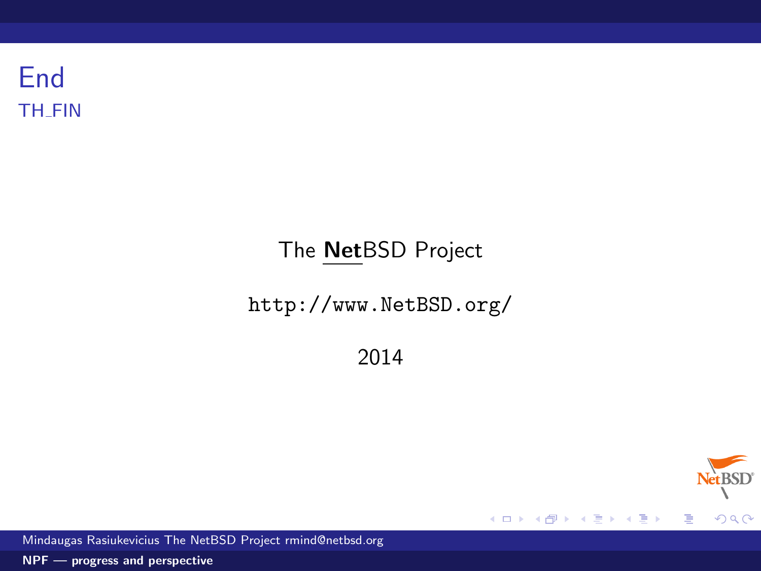# End

TH_FIN

The **Net**BSD Project

http://www.NetBSD.org/

2014